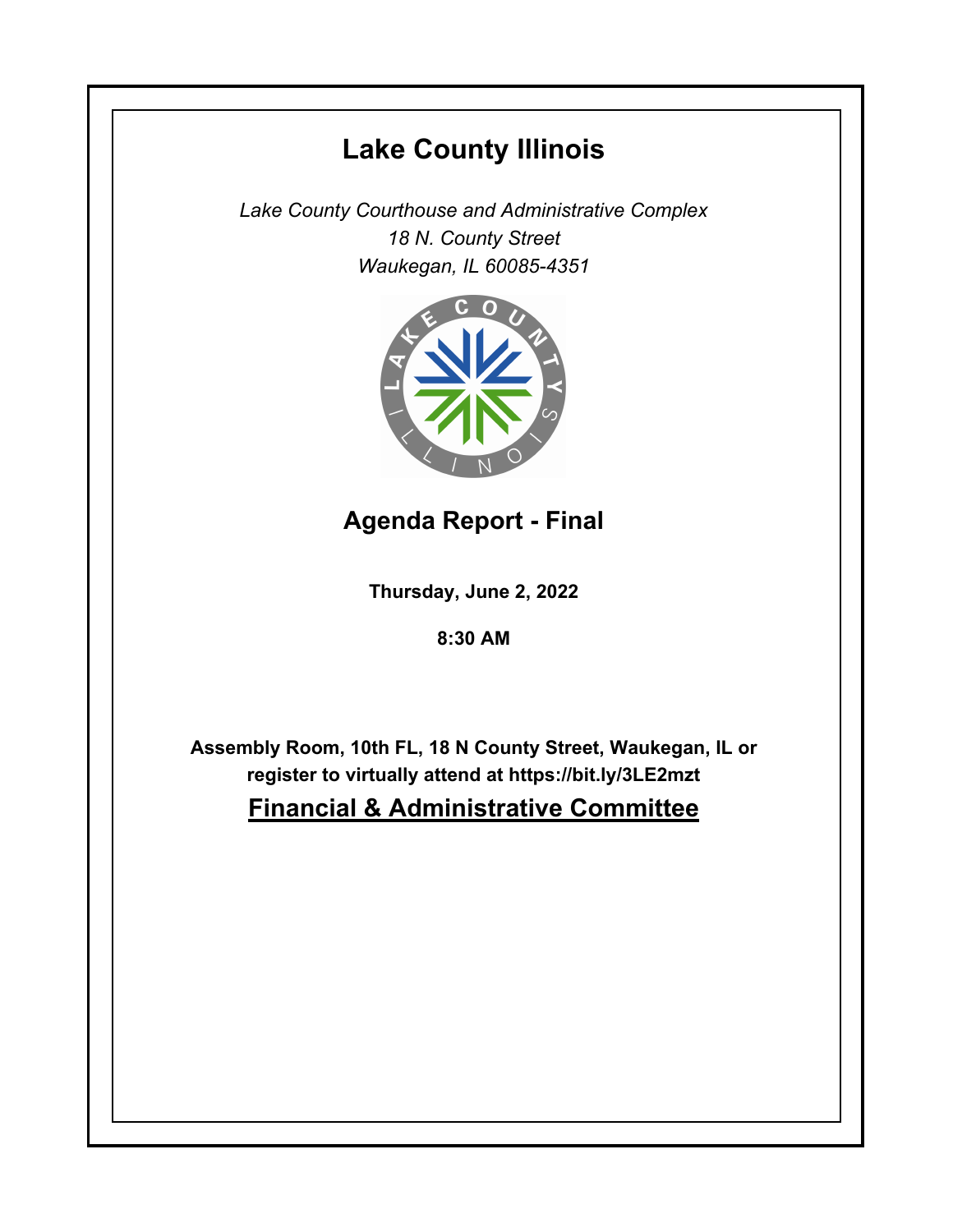# Lake County Illinois

*Lake County Courthouse and Administrative Complex*
*18 N. County Street*
*Waukegan, IL 60085-4351*

## Agenda Report - Final

**Thursday, June 2, 2022**

**8:30 AM**

**Assembly Room, 10th FL, 18 N County Street, Waukegan, IL or register to virtually attend at https://bit.ly/3LE2mzt**

## Financial & Administrative Committee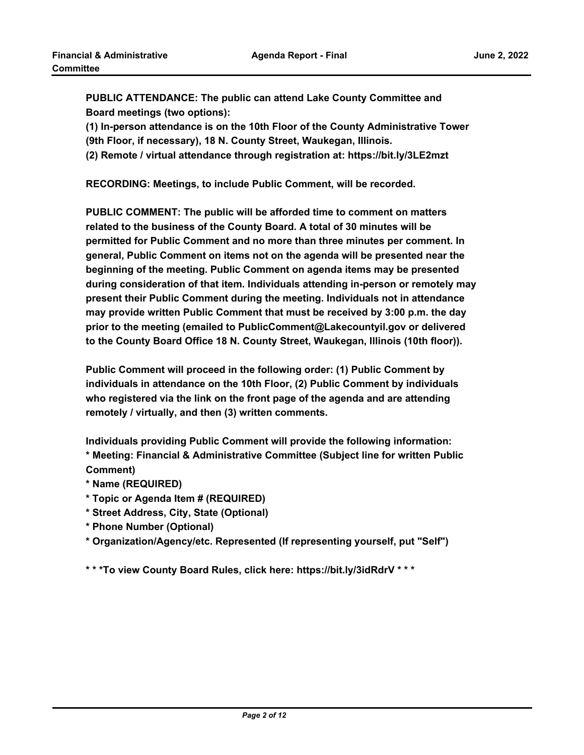**PUBLIC ATTENDANCE: The public can attend Lake County Committee and Board meetings (two options):**

**(1) In-person attendance is on the 10th Floor of the County Administrative Tower (9th Floor, if necessary), 18 N. County Street, Waukegan, Illinois.**

**(2) Remote / virtual attendance through registration at: https://bit.ly/3LE2mzt**

**RECORDING: Meetings, to include Public Comment, will be recorded.**

**PUBLIC COMMENT: The public will be afforded time to comment on matters related to the business of the County Board. A total of 30 minutes will be permitted for Public Comment and no more than three minutes per comment. In general, Public Comment on items not on the agenda will be presented near the beginning of the meeting. Public Comment on agenda items may be presented during consideration of that item. Individuals attending in-person or remotely may present their Public Comment during the meeting. Individuals not in attendance may provide written Public Comment that must be received by 3:00 p.m. the day prior to the meeting (emailed to PublicComment@Lakecountyil.gov or delivered to the County Board Office 18 N. County Street, Waukegan, Illinois (10th floor)).**

**Public Comment will proceed in the following order: (1) Public Comment by individuals in attendance on the 10th Floor, (2) Public Comment by individuals who registered via the link on the front page of the agenda and are attending remotely / virtually, and then (3) written comments.**

**Individuals providing Public Comment will provide the following information:**

**\* Meeting: Financial & Administrative Committee (Subject line for written Public Comment)**

**\* Name (REQUIRED)**

**\* Topic or Agenda Item # (REQUIRED)**

**\* Street Address, City, State (Optional)**

**\* Phone Number (Optional)**

**\* Organization/Agency/etc. Represented (If representing yourself, put "Self")**

**\* \* \*To view County Board Rules, click here: https://bit.ly/3idRdrV \* \* \***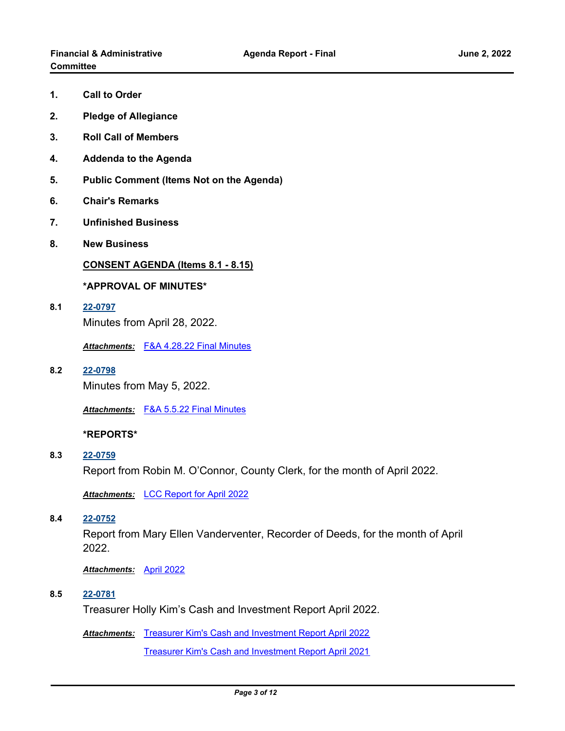1. **Call to Order**
2. **Pledge of Allegiance**
3. **Roll Call of Members**
4. **Addenda to the Agenda**
5. **Public Comment (Items Not on the Agenda)**
6. **Chair's Remarks**
7. **Unfinished Business**
8. **New Business**

**CONSENT AGENDA (Items 8.1 - 8.15)**

**\*APPROVAL OF MINUTES\***

**8.1** **22-0797**

Minutes from April 28, 2022.

***Attachments:*** F&A 4.28.22 Final Minutes

**8.2** **22-0798**

Minutes from May 5, 2022.

***Attachments:*** F&A 5.5.22 Final Minutes

**\*REPORTS\***

**8.3** **22-0759**

Report from Robin M. O'Connor, County Clerk, for the month of April 2022.

***Attachments:*** LCC Report for April 2022

**8.4** **22-0752**

Report from Mary Ellen Vanderventer, Recorder of Deeds, for the month of April 2022.

***Attachments:*** April 2022

**8.5** **22-0781**

Treasurer Holly Kim's Cash and Investment Report April 2022.

***Attachments:*** Treasurer Kim's Cash and Investment Report April 2022

Treasurer Kim's Cash and Investment Report April 2021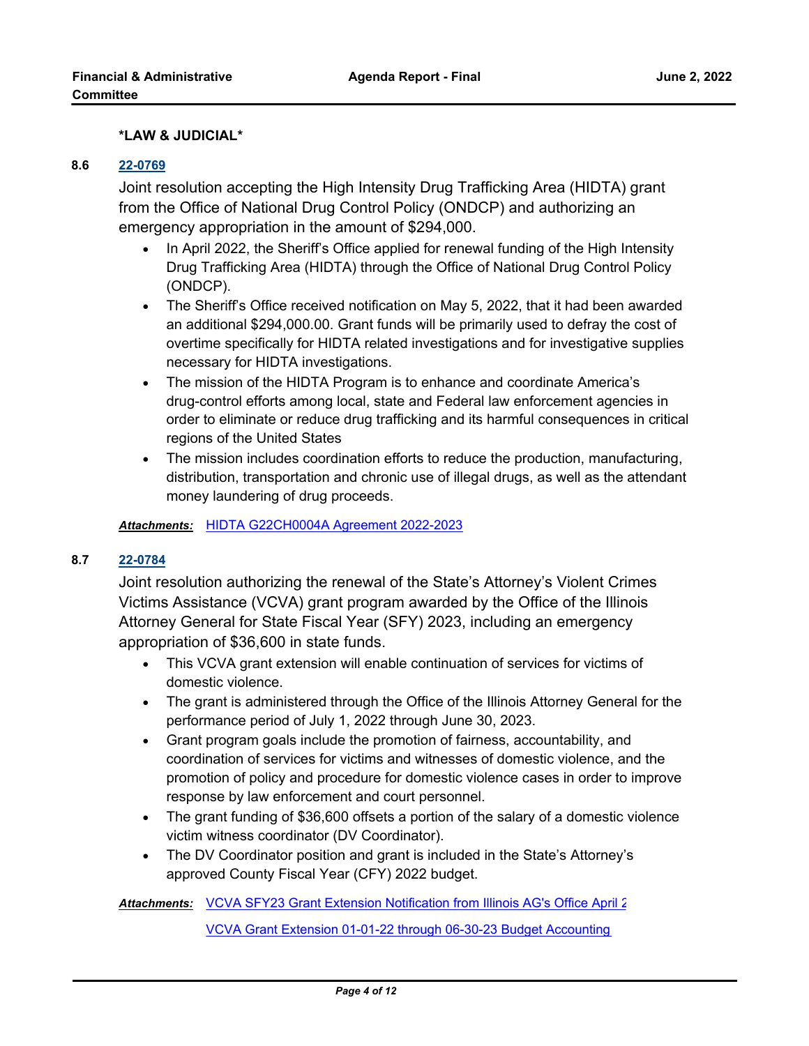**\*LAW & JUDICIAL\***

**8.6** **22-0769**

Joint resolution accepting the High Intensity Drug Trafficking Area (HIDTA) grant from the Office of National Drug Control Policy (ONDCP) and authorizing an emergency appropriation in the amount of $294,000.

- In April 2022, the Sheriff's Office applied for renewal funding of the High Intensity Drug Trafficking Area (HIDTA) through the Office of National Drug Control Policy (ONDCP).
- The Sheriff's Office received notification on May 5, 2022, that it had been awarded an additional $294,000.00. Grant funds will be primarily used to defray the cost of overtime specifically for HIDTA related investigations and for investigative supplies necessary for HIDTA investigations.
- The mission of the HIDTA Program is to enhance and coordinate America's drug-control efforts among local, state and Federal law enforcement agencies in order to eliminate or reduce drug trafficking and its harmful consequences in critical regions of the United States
- The mission includes coordination efforts to reduce the production, manufacturing, distribution, transportation and chronic use of illegal drugs, as well as the attendant money laundering of drug proceeds.

***Attachments:*** HIDTA G22CH0004A Agreement 2022-2023

**8.7** **22-0784**

Joint resolution authorizing the renewal of the State's Attorney's Violent Crimes Victims Assistance (VCVA) grant program awarded by the Office of the Illinois Attorney General for State Fiscal Year (SFY) 2023, including an emergency appropriation of $36,600 in state funds.

- This VCVA grant extension will enable continuation of services for victims of domestic violence.
- The grant is administered through the Office of the Illinois Attorney General for the performance period of July 1, 2022 through June 30, 2023.
- Grant program goals include the promotion of fairness, accountability, and coordination of services for victims and witnesses of domestic violence, and the promotion of policy and procedure for domestic violence cases in order to improve response by law enforcement and court personnel.
- The grant funding of $36,600 offsets a portion of the salary of a domestic violence victim witness coordinator (DV Coordinator).
- The DV Coordinator position and grant is included in the State's Attorney's approved County Fiscal Year (CFY) 2022 budget.

***Attachments:*** VCVA SFY23 Grant Extension Notification from Illinois AG's Office April 2

VCVA Grant Extension 01-01-22 through 06-30-23 Budget Accounting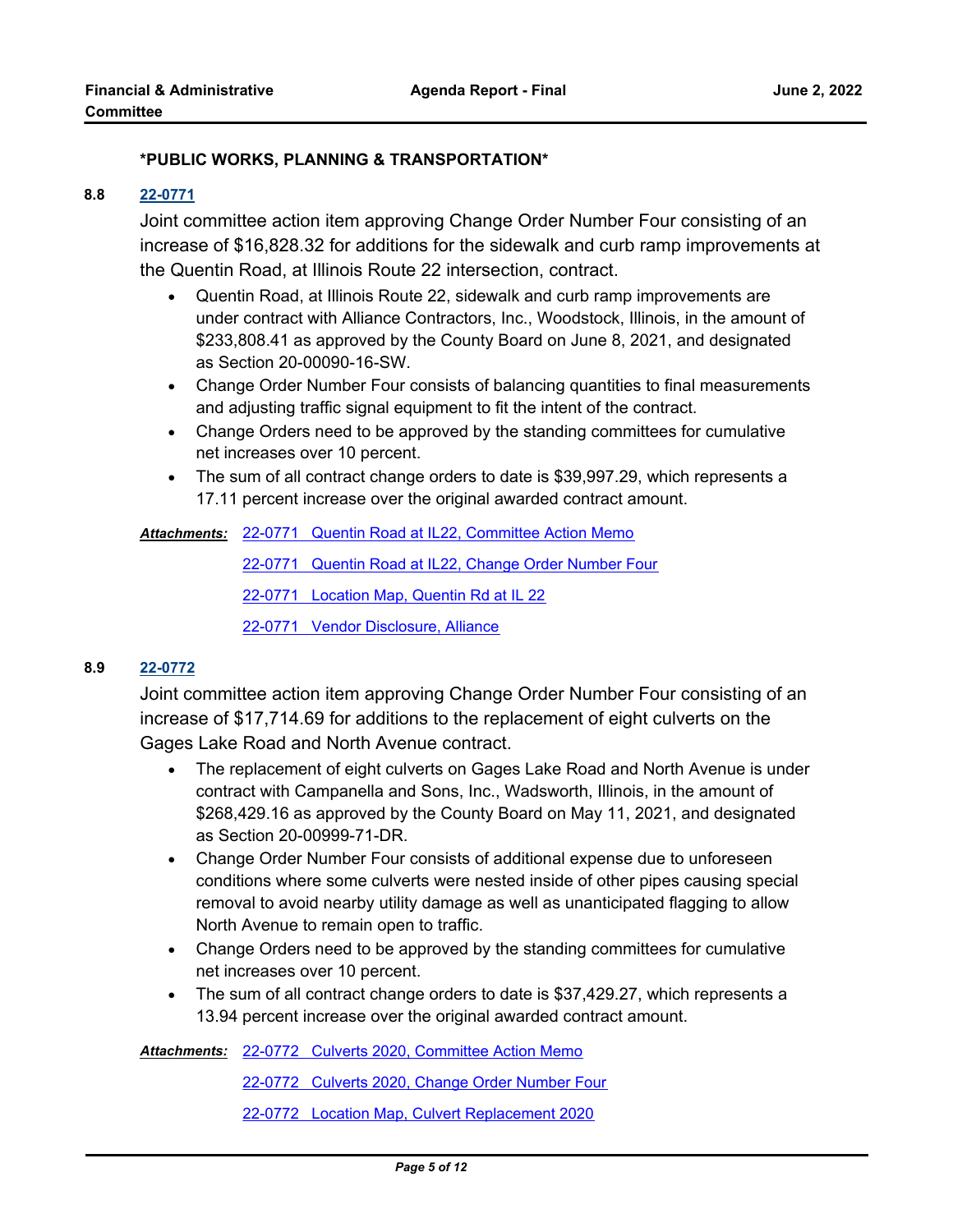**\*PUBLIC WORKS, PLANNING & TRANSPORTATION\***

**8.8** **22-0771**

Joint committee action item approving Change Order Number Four consisting of an increase of $16,828.32 for additions for the sidewalk and curb ramp improvements at the Quentin Road, at Illinois Route 22 intersection, contract.

- Quentin Road, at Illinois Route 22, sidewalk and curb ramp improvements are under contract with Alliance Contractors, Inc., Woodstock, Illinois, in the amount of $233,808.41 as approved by the County Board on June 8, 2021, and designated as Section 20-00090-16-SW.
- Change Order Number Four consists of balancing quantities to final measurements and adjusting traffic signal equipment to fit the intent of the contract.
- Change Orders need to be approved by the standing committees for cumulative net increases over 10 percent.
- The sum of all contract change orders to date is $39,997.29, which represents a 17.11 percent increase over the original awarded contract amount.

***Attachments:*** 22-0771 Quentin Road at IL22, Committee Action Memo

22-0771 Quentin Road at IL22, Change Order Number Four

22-0771 Location Map, Quentin Rd at IL 22

22-0771 Vendor Disclosure, Alliance

**8.9** **22-0772**

Joint committee action item approving Change Order Number Four consisting of an increase of $17,714.69 for additions to the replacement of eight culverts on the Gages Lake Road and North Avenue contract.

- The replacement of eight culverts on Gages Lake Road and North Avenue is under contract with Campanella and Sons, Inc., Wadsworth, Illinois, in the amount of $268,429.16 as approved by the County Board on May 11, 2021, and designated as Section 20-00999-71-DR.
- Change Order Number Four consists of additional expense due to unforeseen conditions where some culverts were nested inside of other pipes causing special removal to avoid nearby utility damage as well as unanticipated flagging to allow North Avenue to remain open to traffic.
- Change Orders need to be approved by the standing committees for cumulative net increases over 10 percent.
- The sum of all contract change orders to date is $37,429.27, which represents a 13.94 percent increase over the original awarded contract amount.

***Attachments:*** 22-0772 Culverts 2020, Committee Action Memo

22-0772 Culverts 2020, Change Order Number Four

22-0772 Location Map, Culvert Replacement 2020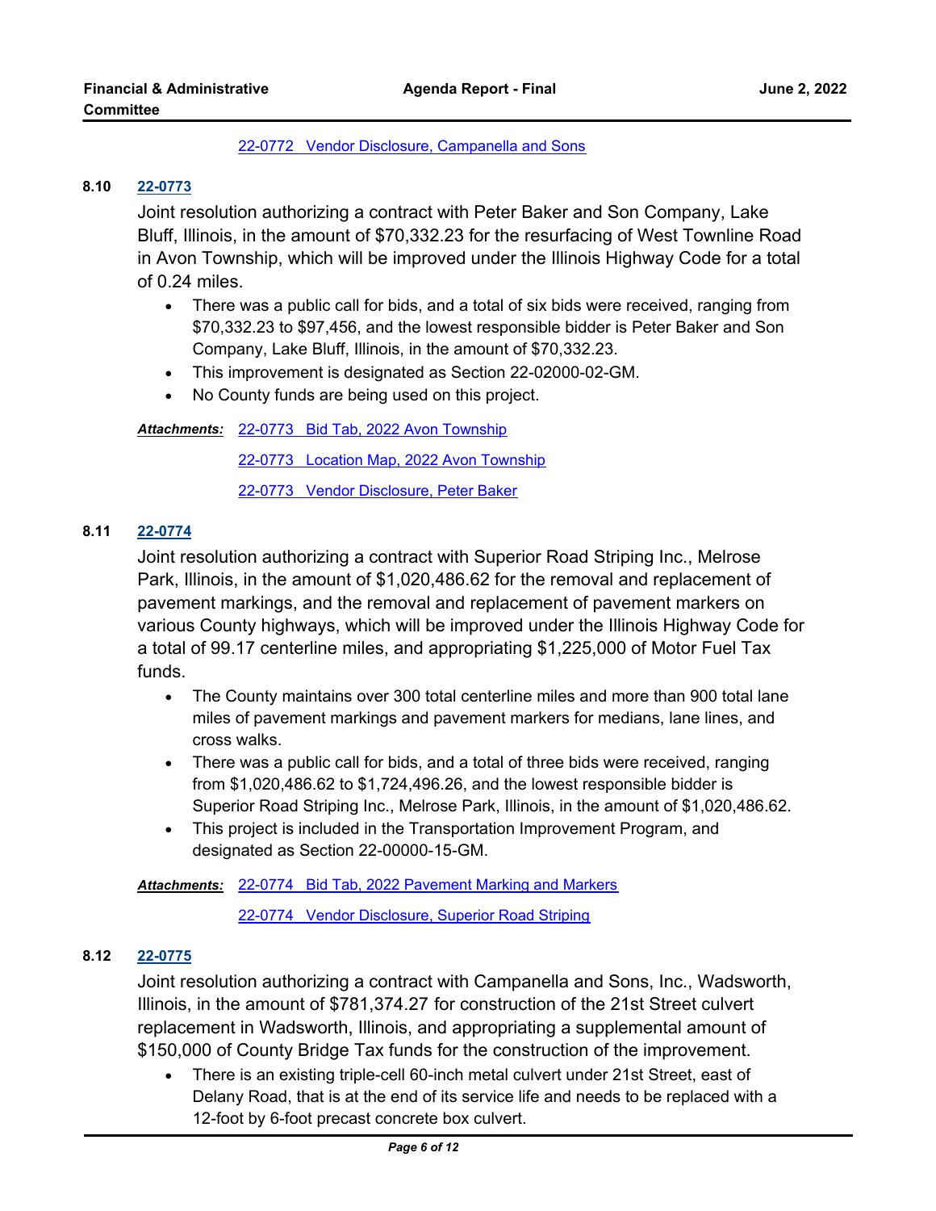22-0772 Vendor Disclosure, Campanella and Sons

**8.10** **22-0773**

Joint resolution authorizing a contract with Peter Baker and Son Company, Lake Bluff, Illinois, in the amount of $70,332.23 for the resurfacing of West Townline Road in Avon Township, which will be improved under the Illinois Highway Code for a total of 0.24 miles.

- There was a public call for bids, and a total of six bids were received, ranging from $70,332.23 to $97,456, and the lowest responsible bidder is Peter Baker and Son Company, Lake Bluff, Illinois, in the amount of $70,332.23.
- This improvement is designated as Section 22-02000-02-GM.
- No County funds are being used on this project.

***Attachments:*** 22-0773 Bid Tab, 2022 Avon Township

22-0773 Location Map, 2022 Avon Township

22-0773 Vendor Disclosure, Peter Baker

**8.11** **22-0774**

Joint resolution authorizing a contract with Superior Road Striping Inc., Melrose Park, Illinois, in the amount of $1,020,486.62 for the removal and replacement of pavement markings, and the removal and replacement of pavement markers on various County highways, which will be improved under the Illinois Highway Code for a total of 99.17 centerline miles, and appropriating $1,225,000 of Motor Fuel Tax funds.

- The County maintains over 300 total centerline miles and more than 900 total lane miles of pavement markings and pavement markers for medians, lane lines, and cross walks.
- There was a public call for bids, and a total of three bids were received, ranging from $1,020,486.62 to $1,724,496.26, and the lowest responsible bidder is Superior Road Striping Inc., Melrose Park, Illinois, in the amount of $1,020,486.62.
- This project is included in the Transportation Improvement Program, and designated as Section 22-00000-15-GM.

***Attachments:*** 22-0774 Bid Tab, 2022 Pavement Marking and Markers

22-0774 Vendor Disclosure, Superior Road Striping

**8.12** **22-0775**

Joint resolution authorizing a contract with Campanella and Sons, Inc., Wadsworth, Illinois, in the amount of $781,374.27 for construction of the 21st Street culvert replacement in Wadsworth, Illinois, and appropriating a supplemental amount of $150,000 of County Bridge Tax funds for the construction of the improvement.

- There is an existing triple-cell 60-inch metal culvert under 21st Street, east of Delany Road, that is at the end of its service life and needs to be replaced with a 12-foot by 6-foot precast concrete box culvert.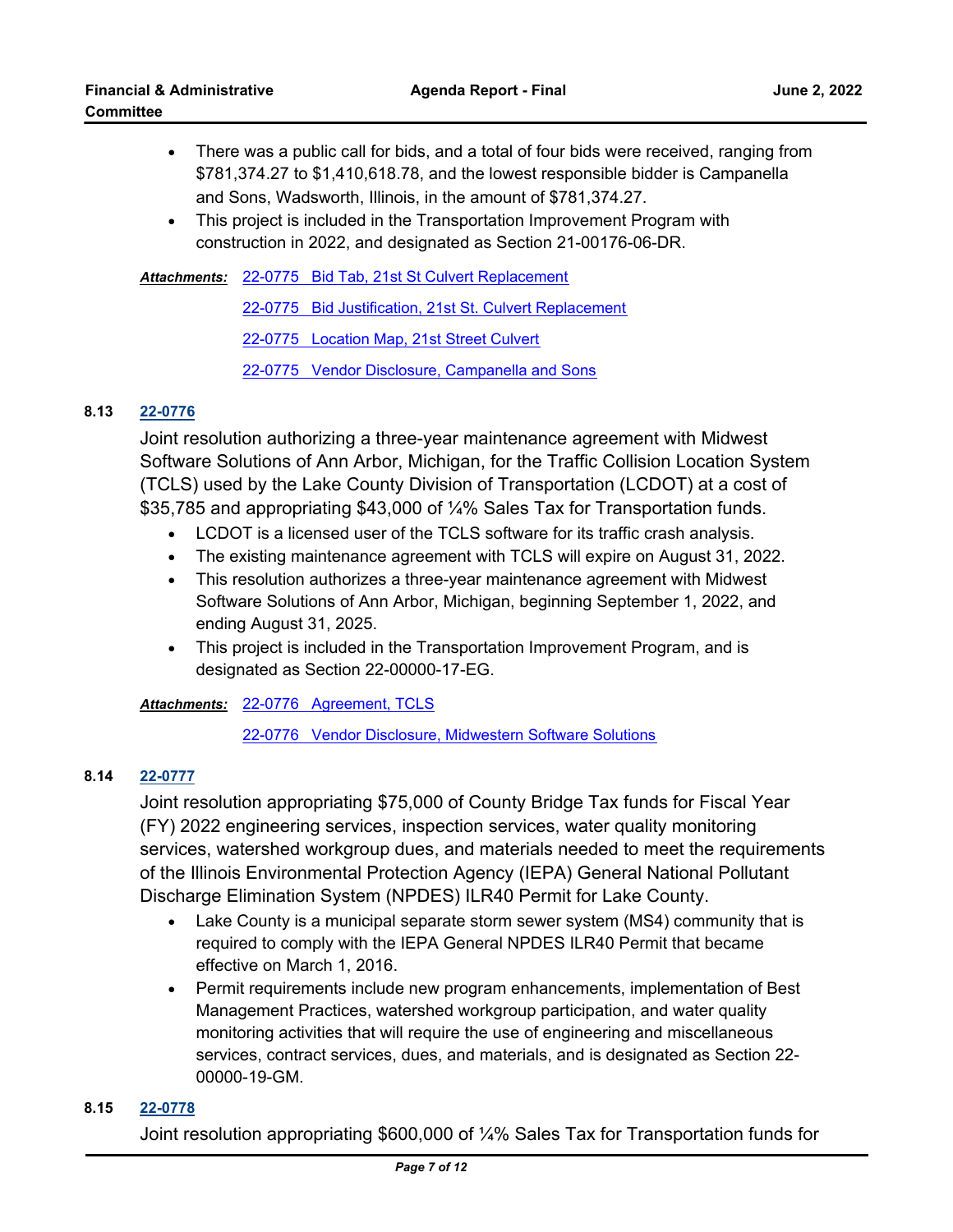- There was a public call for bids, and a total of four bids were received, ranging from $781,374.27 to $1,410,618.78, and the lowest responsible bidder is Campanella and Sons, Wadsworth, Illinois, in the amount of $781,374.27.
- This project is included in the Transportation Improvement Program with construction in 2022, and designated as Section 21-00176-06-DR.

***Attachments:*** 22-0775 Bid Tab, 21st St Culvert Replacement

22-0775 Bid Justification, 21st St. Culvert Replacement

22-0775 Location Map, 21st Street Culvert

22-0775 Vendor Disclosure, Campanella and Sons

**8.13** **22-0776**

Joint resolution authorizing a three-year maintenance agreement with Midwest Software Solutions of Ann Arbor, Michigan, for the Traffic Collision Location System (TCLS) used by the Lake County Division of Transportation (LCDOT) at a cost of $35,785 and appropriating $43,000 of ¼% Sales Tax for Transportation funds.

- LCDOT is a licensed user of the TCLS software for its traffic crash analysis.
- The existing maintenance agreement with TCLS will expire on August 31, 2022.
- This resolution authorizes a three-year maintenance agreement with Midwest Software Solutions of Ann Arbor, Michigan, beginning September 1, 2022, and ending August 31, 2025.
- This project is included in the Transportation Improvement Program, and is designated as Section 22-00000-17-EG.

***Attachments:*** 22-0776 Agreement, TCLS

22-0776 Vendor Disclosure, Midwestern Software Solutions

**8.14** **22-0777**

Joint resolution appropriating $75,000 of County Bridge Tax funds for Fiscal Year (FY) 2022 engineering services, inspection services, water quality monitoring services, watershed workgroup dues, and materials needed to meet the requirements of the Illinois Environmental Protection Agency (IEPA) General National Pollutant Discharge Elimination System (NPDES) ILR40 Permit for Lake County.

- Lake County is a municipal separate storm sewer system (MS4) community that is required to comply with the IEPA General NPDES ILR40 Permit that became effective on March 1, 2016.
- Permit requirements include new program enhancements, implementation of Best Management Practices, watershed workgroup participation, and water quality monitoring activities that will require the use of engineering and miscellaneous services, contract services, dues, and materials, and is designated as Section 22-00000-19-GM.

**8.15** **22-0778**

Joint resolution appropriating $600,000 of ¼% Sales Tax for Transportation funds for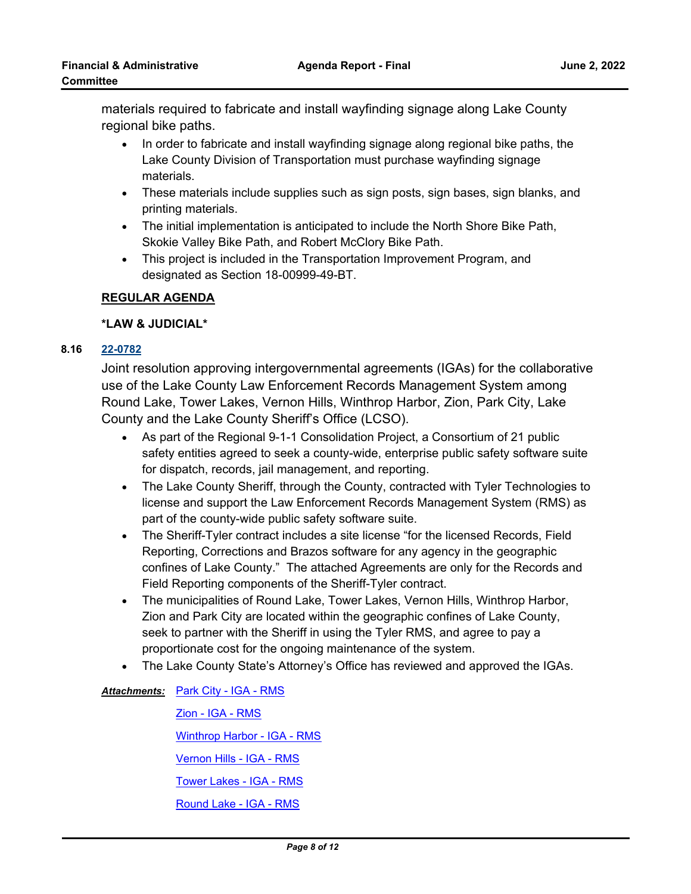materials required to fabricate and install wayfinding signage along Lake County regional bike paths.

- In order to fabricate and install wayfinding signage along regional bike paths, the Lake County Division of Transportation must purchase wayfinding signage materials.
- These materials include supplies such as sign posts, sign bases, sign blanks, and printing materials.
- The initial implementation is anticipated to include the North Shore Bike Path, Skokie Valley Bike Path, and Robert McClory Bike Path.
- This project is included in the Transportation Improvement Program, and designated as Section 18-00999-49-BT.

## REGULAR AGENDA

### *LAW & JUDICIAL*

**8.16** **22-0782**

Joint resolution approving intergovernmental agreements (IGAs) for the collaborative use of the Lake County Law Enforcement Records Management System among Round Lake, Tower Lakes, Vernon Hills, Winthrop Harbor, Zion, Park City, Lake County and the Lake County Sheriff's Office (LCSO).

- As part of the Regional 9-1-1 Consolidation Project, a Consortium of 21 public safety entities agreed to seek a county-wide, enterprise public safety software suite for dispatch, records, jail management, and reporting.
- The Lake County Sheriff, through the County, contracted with Tyler Technologies to license and support the Law Enforcement Records Management System (RMS) as part of the county-wide public safety software suite.
- The Sheriff-Tyler contract includes a site license "for the licensed Records, Field Reporting, Corrections and Brazos software for any agency in the geographic confines of Lake County." The attached Agreements are only for the Records and Field Reporting components of the Sheriff-Tyler contract.
- The municipalities of Round Lake, Tower Lakes, Vernon Hills, Winthrop Harbor, Zion and Park City are located within the geographic confines of Lake County, seek to partner with the Sheriff in using the Tyler RMS, and agree to pay a proportionate cost for the ongoing maintenance of the system.
- The Lake County State's Attorney's Office has reviewed and approved the IGAs.

***Attachments:*** Park City - IGA - RMS

Zion - IGA - RMS

Winthrop Harbor - IGA - RMS

Vernon Hills - IGA - RMS

Tower Lakes - IGA - RMS

Round Lake - IGA - RMS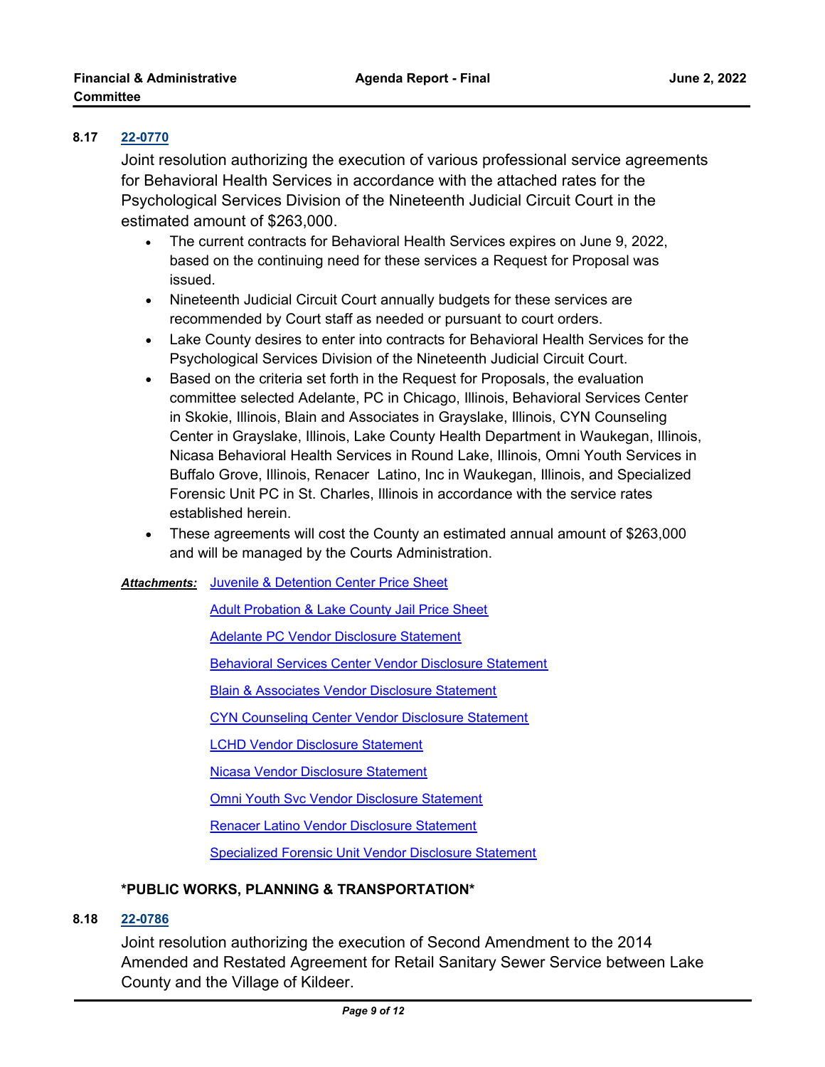**8.17** **22-0770**

Joint resolution authorizing the execution of various professional service agreements for Behavioral Health Services in accordance with the attached rates for the Psychological Services Division of the Nineteenth Judicial Circuit Court in the estimated amount of $263,000.

- The current contracts for Behavioral Health Services expires on June 9, 2022, based on the continuing need for these services a Request for Proposal was issued.
- Nineteenth Judicial Circuit Court annually budgets for these services are recommended by Court staff as needed or pursuant to court orders.
- Lake County desires to enter into contracts for Behavioral Health Services for the Psychological Services Division of the Nineteenth Judicial Circuit Court.
- Based on the criteria set forth in the Request for Proposals, the evaluation committee selected Adelante, PC in Chicago, Illinois, Behavioral Services Center in Skokie, Illinois, Blain and Associates in Grayslake, Illinois, CYN Counseling Center in Grayslake, Illinois, Lake County Health Department in Waukegan, Illinois, Nicasa Behavioral Health Services in Round Lake, Illinois, Omni Youth Services in Buffalo Grove, Illinois, Renacer Latino, Inc in Waukegan, Illinois, and Specialized Forensic Unit PC in St. Charles, Illinois in accordance with the service rates established herein.
- These agreements will cost the County an estimated annual amount of $263,000 and will be managed by the Courts Administration.

***Attachments:*** Juvenile & Detention Center Price Sheet

Adult Probation & Lake County Jail Price Sheet

Adelante PC Vendor Disclosure Statement

Behavioral Services Center Vendor Disclosure Statement

Blain & Associates Vendor Disclosure Statement

CYN Counseling Center Vendor Disclosure Statement

LCHD Vendor Disclosure Statement

Nicasa Vendor Disclosure Statement

Omni Youth Svc Vendor Disclosure Statement

Renacer Latino Vendor Disclosure Statement

Specialized Forensic Unit Vendor Disclosure Statement

**\*PUBLIC WORKS, PLANNING & TRANSPORTATION\***

**8.18** **22-0786**

Joint resolution authorizing the execution of Second Amendment to the 2014 Amended and Restated Agreement for Retail Sanitary Sewer Service between Lake County and the Village of Kildeer.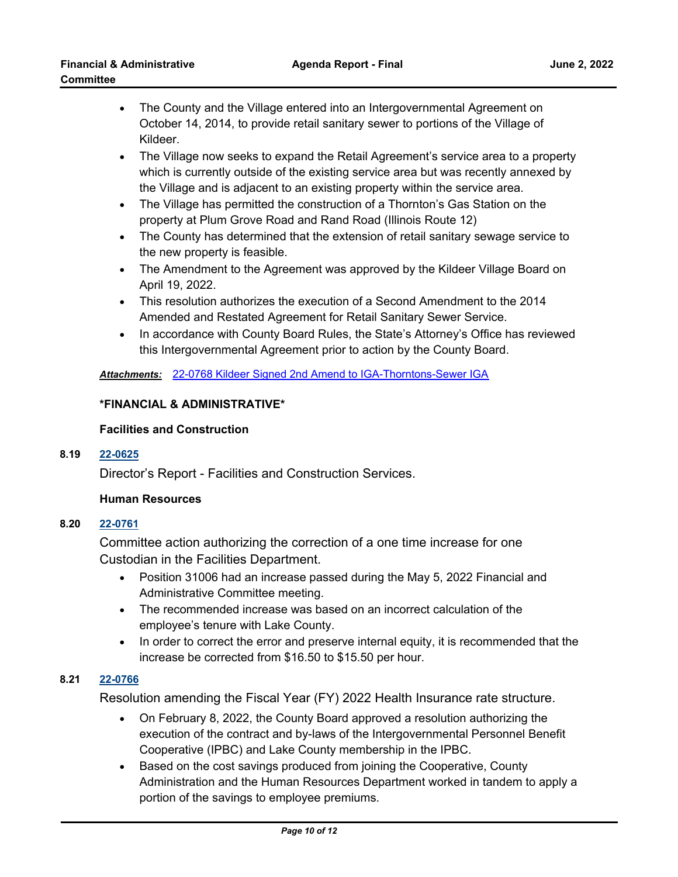- The County and the Village entered into an Intergovernmental Agreement on October 14, 2014, to provide retail sanitary sewer to portions of the Village of Kildeer.
- The Village now seeks to expand the Retail Agreement's service area to a property which is currently outside of the existing service area but was recently annexed by the Village and is adjacent to an existing property within the service area.
- The Village has permitted the construction of a Thornton's Gas Station on the property at Plum Grove Road and Rand Road (Illinois Route 12)
- The County has determined that the extension of retail sanitary sewage service to the new property is feasible.
- The Amendment to the Agreement was approved by the Kildeer Village Board on April 19, 2022.
- This resolution authorizes the execution of a Second Amendment to the 2014 Amended and Restated Agreement for Retail Sanitary Sewer Service.
- In accordance with County Board Rules, the State's Attorney's Office has reviewed this Intergovernmental Agreement prior to action by the County Board.

***Attachments:*** 22-0768 Kildeer Signed 2nd Amend to IGA-Thorntons-Sewer IGA

**\*FINANCIAL & ADMINISTRATIVE\***

**Facilities and Construction**

**8.19** **22-0625**

Director's Report - Facilities and Construction Services.

**Human Resources**

**8.20** **22-0761**

Committee action authorizing the correction of a one time increase for one Custodian in the Facilities Department.

- Position 31006 had an increase passed during the May 5, 2022 Financial and Administrative Committee meeting.
- The recommended increase was based on an incorrect calculation of the employee's tenure with Lake County.
- In order to correct the error and preserve internal equity, it is recommended that the increase be corrected from $16.50 to $15.50 per hour.

**8.21** **22-0766**

Resolution amending the Fiscal Year (FY) 2022 Health Insurance rate structure.

- On February 8, 2022, the County Board approved a resolution authorizing the execution of the contract and by-laws of the Intergovernmental Personnel Benefit Cooperative (IPBC) and Lake County membership in the IPBC.
- Based on the cost savings produced from joining the Cooperative, County Administration and the Human Resources Department worked in tandem to apply a portion of the savings to employee premiums.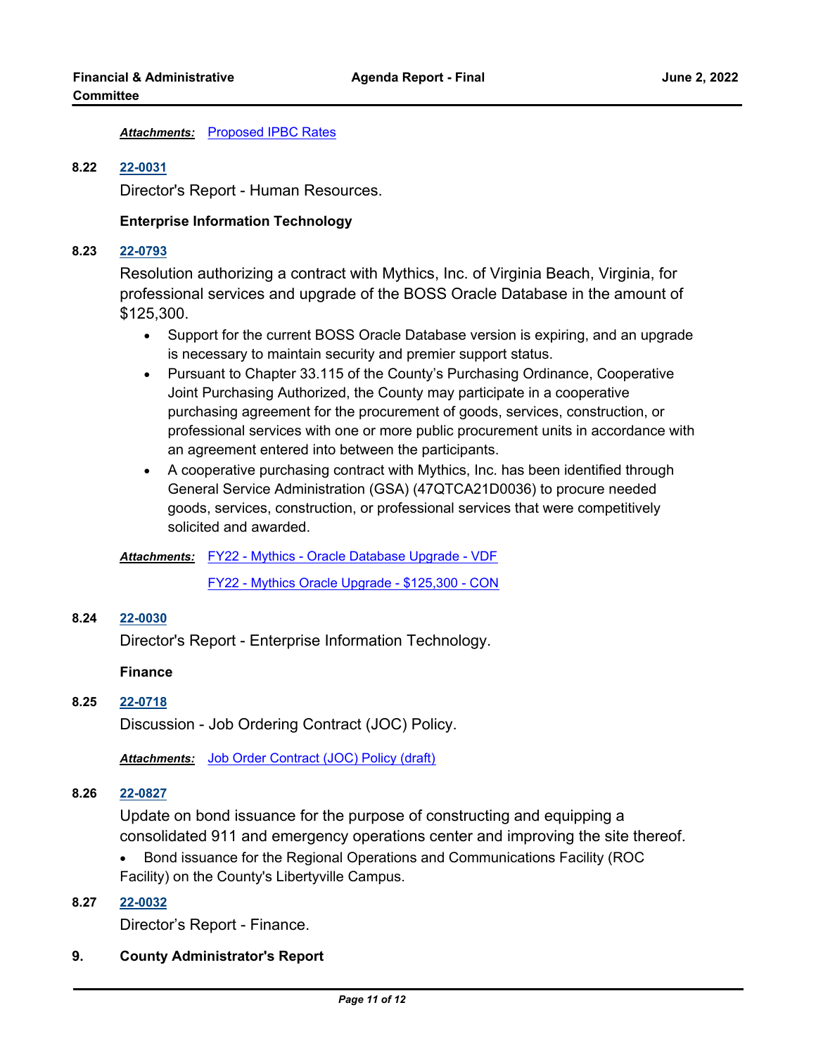***Attachments:*** [Proposed IPBC Rates]

**8.22** **[22-0031]**

Director's Report - Human Resources.

**Enterprise Information Technology**

**8.23** **[22-0793]**

Resolution authorizing a contract with Mythics, Inc. of Virginia Beach, Virginia, for professional services and upgrade of the BOSS Oracle Database in the amount of $125,300.

- Support for the current BOSS Oracle Database version is expiring, and an upgrade is necessary to maintain security and premier support status.
- Pursuant to Chapter 33.115 of the County's Purchasing Ordinance, Cooperative Joint Purchasing Authorized, the County may participate in a cooperative purchasing agreement for the procurement of goods, services, construction, or professional services with one or more public procurement units in accordance with an agreement entered into between the participants.
- A cooperative purchasing contract with Mythics, Inc. has been identified through General Service Administration (GSA) (47QTCA21D0036) to procure needed goods, services, construction, or professional services that were competitively solicited and awarded.

***Attachments:*** [FY22 - Mythics - Oracle Database Upgrade - VDF]

[FY22 - Mythics Oracle Upgrade - $125,300 - CON]

**8.24** **[22-0030]**

Director's Report - Enterprise Information Technology.

**Finance**

**8.25** **[22-0718]**

Discussion - Job Ordering Contract (JOC) Policy.

***Attachments:*** [Job Order Contract (JOC) Policy (draft)]

**8.26** **[22-0827]**

Update on bond issuance for the purpose of constructing and equipping a consolidated 911 and emergency operations center and improving the site thereof.

- Bond issuance for the Regional Operations and Communications Facility (ROC Facility) on the County's Libertyville Campus.

**8.27** **[22-0032]**

Director's Report - Finance.

**9.** **County Administrator's Report**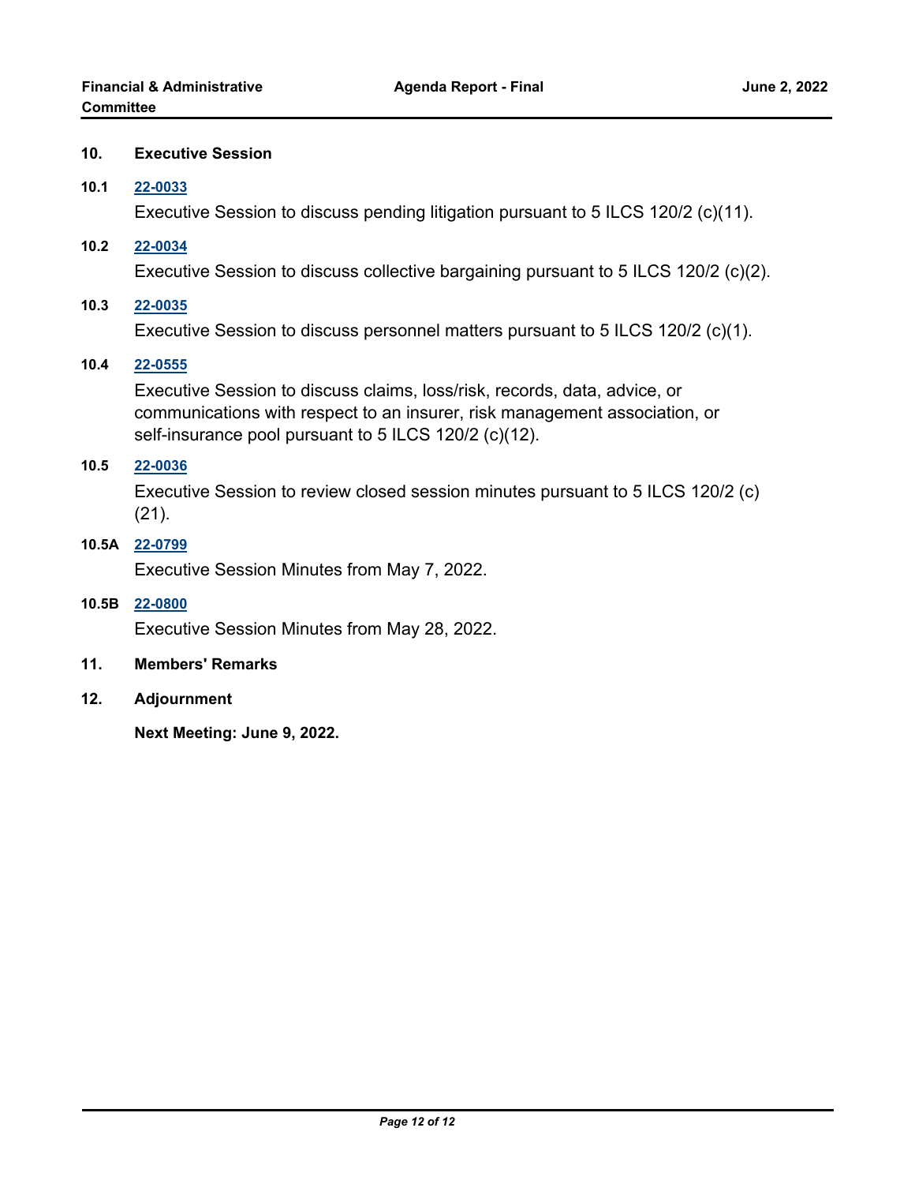## 10. Executive Session

**10.1** **22-0033**

Executive Session to discuss pending litigation pursuant to 5 ILCS 120/2 (c)(11).

**10.2** **22-0034**

Executive Session to discuss collective bargaining pursuant to 5 ILCS 120/2 (c)(2).

**10.3** **22-0035**

Executive Session to discuss personnel matters pursuant to 5 ILCS 120/2 (c)(1).

**10.4** **22-0555**

Executive Session to discuss claims, loss/risk, records, data, advice, or communications with respect to an insurer, risk management association, or self-insurance pool pursuant to 5 ILCS 120/2 (c)(12).

**10.5** **22-0036**

Executive Session to review closed session minutes pursuant to 5 ILCS 120/2 (c)(21).

**10.5A** **22-0799**

Executive Session Minutes from May 7, 2022.

**10.5B** **22-0800**

Executive Session Minutes from May 28, 2022.

## 11. Members' Remarks

## 12. Adjournment

**Next Meeting: June 9, 2022.**